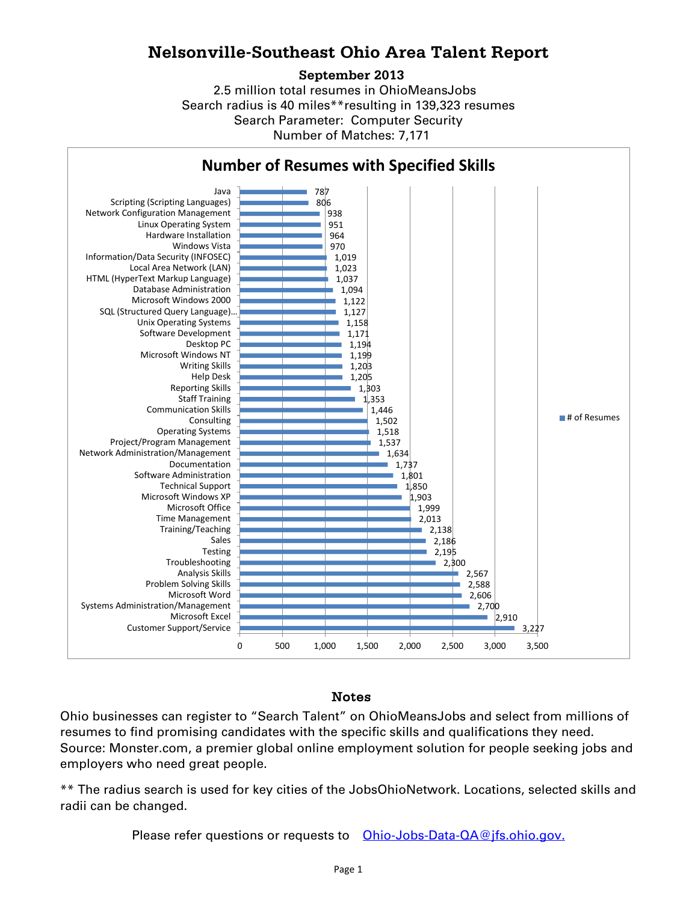# Nelsonville-Southeast Ohio Area Talent Report

**September 2013**

2.5 million total resumes in OhioMeansJobs
Search radius is 40 miles**resulting in 139,323 resumes
Search Parameter: Computer Security
Number of Matches: 7,171

## Number of Resumes with Specified Skills

| Skill | # of Resumes |
|---|---|
| Java | 787 |
| Scripting (Scripting Languages) | 806 |
| Network Configuration Management | 938 |
| Linux Operating System | 951 |
| Hardware Installation | 964 |
| Windows Vista | 970 |
| Information/Data Security (INFOSEC) | 1,019 |
| Local Area Network (LAN) | 1,023 |
| HTML (HyperText Markup Language) | 1,037 |
| Database Administration | 1,094 |
| Microsoft Windows 2000 | 1,122 |
| SQL (Structured Query Language)... | 1,127 |
| Unix Operating Systems | 1,158 |
| Software Development | 1,171 |
| Desktop PC | 1,194 |
| Microsoft Windows NT | 1,199 |
| Writing Skills | 1,203 |
| Help Desk | 1,205 |
| Reporting Skills | 1,303 |
| Staff Training | 1,353 |
| Communication Skills | 1,446 |
| Consulting | 1,502 |
| Operating Systems | 1,518 |
| Project/Program Management | 1,537 |
| Network Administration/Management | 1,634 |
| Documentation | 1,737 |
| Software Administration | 1,801 |
| Technical Support | 1,850 |
| Microsoft Windows XP | 1,903 |
| Microsoft Office | 1,999 |
| Time Management | 2,013 |
| Training/Teaching | 2,138 |
| Sales | 2,186 |
| Testing | 2,195 |
| Troubleshooting | 2,300 |
| Analysis Skills | 2,567 |
| Problem Solving Skills | 2,588 |
| Microsoft Word | 2,606 |
| Systems Administration/Management | 2,700 |
| Microsoft Excel | 2,910 |
| Customer Support/Service | 3,227 |

### Notes

Ohio businesses can register to "Search Talent" on OhioMeansJobs and select from millions of resumes to find promising candidates with the specific skills and qualifications they need. Source: Monster.com, a premier global online employment solution for people seeking jobs and employers who need great people.

** The radius search is used for key cities of the JobsOhioNetwork. Locations, selected skills and radii can be changed.

Please refer questions or requests to [Ohio-Jobs-Data-QA@jfs.ohio.gov.](mailto:Ohio-Jobs-Data-QA@jfs.ohio.gov)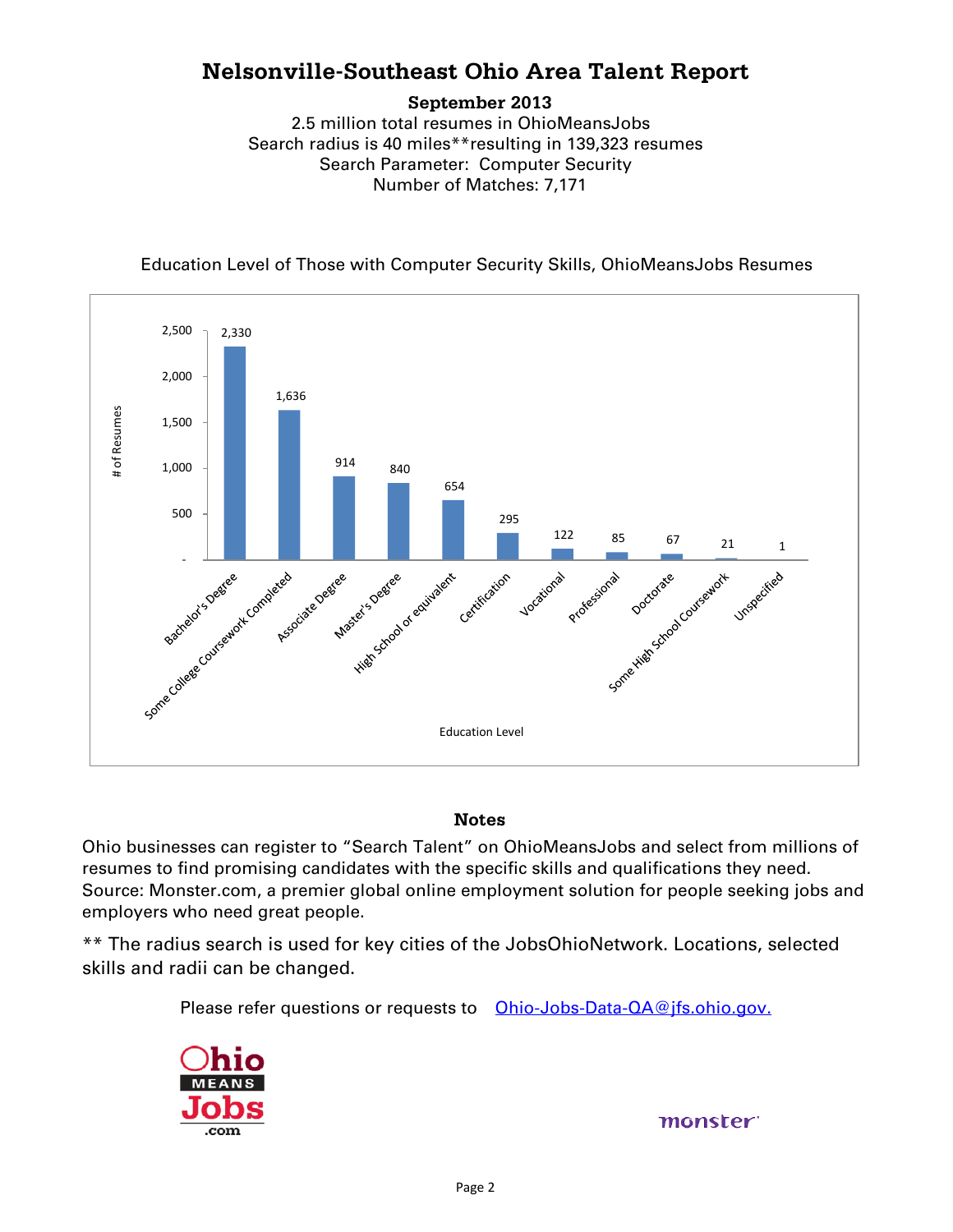# Nelsonville-Southeast Ohio Area Talent Report

**September 2013**

2.5 million total resumes in OhioMeansJobs

Search radius is 40 miles**resulting in 139,323 resumes

Search Parameter: Computer Security

Number of Matches: 7,171

Education Level of Those with Computer Security Skills, OhioMeansJobs Resumes

# of Resumes

2,500
2,000
1,500
1,000
500
-

2,330
1,636
914
840
654
295
122
85
67
21
1

Bachelor's Degree
Some College Coursework Completed
Associate Degree
Master's Degree
High School or equivalent
Certification
Vocational
Professional
Doctorate
Some High School Coursework
Unspecified

Education Level

## Notes

Ohio businesses can register to "Search Talent" on OhioMeansJobs and select from millions of resumes to find promising candidates with the specific skills and qualifications they need. Source: Monster.com, a premier global online employment solution for people seeking jobs and employers who need great people.

** The radius search is used for key cities of the JobsOhioNetwork. Locations, selected skills and radii can be changed.

Please refer questions or requests to Ohio-Jobs-Data-QA@jfs.ohio.gov.

Ohio MEANS Jobs .com

monster